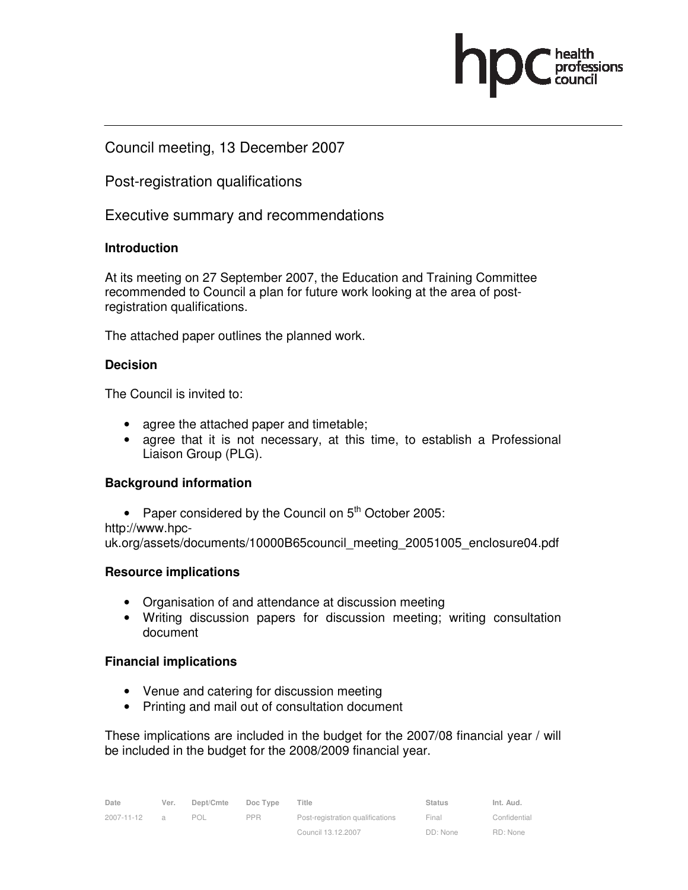Council meeting, 13 December 2007

Post-registration qualifications

Executive summary and recommendations

### Introduction

At its meeting on 27 September 2007, the Education and Training Committee recommended to Council a plan for future work looking at the area of post-registration qualifications.

The attached paper outlines the planned work.

### Decision

The Council is invited to:

- agree the attached paper and timetable;
- agree that it is not necessary, at this time, to establish a Professional Liaison Group (PLG).

### Background information

- Paper considered by the Council on 5th October 2005:

http://www.hpc-uk.org/assets/documents/10000B65council_meeting_20051005_enclosure04.pdf

### Resource implications

- Organisation of and attendance at discussion meeting
- Writing discussion papers for discussion meeting; writing consultation document

### Financial implications

- Venue and catering for discussion meeting
- Printing and mail out of consultation document

These implications are included in the budget for the 2007/08 financial year / will be included in the budget for the 2008/2009 financial year.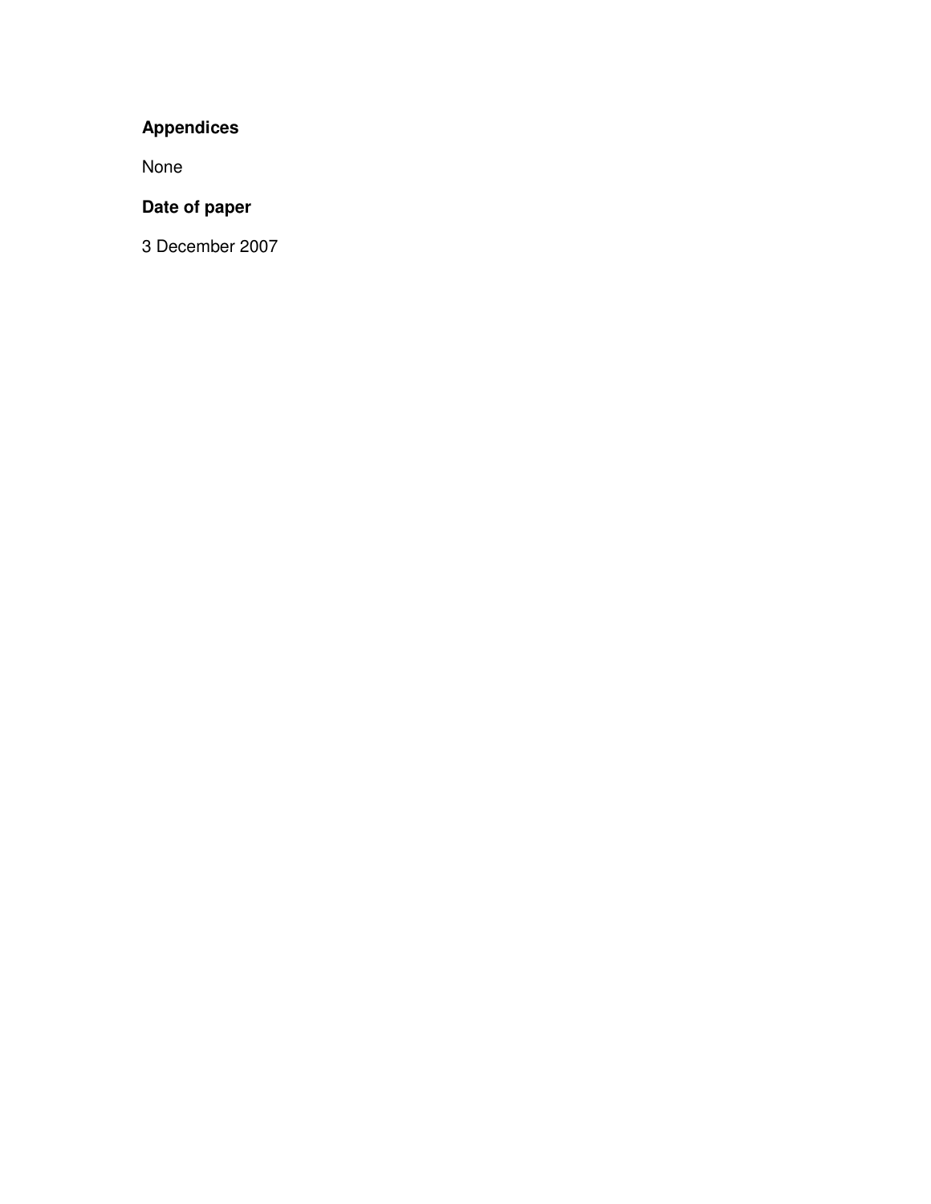**Appendices**

None

**Date of paper**

3 December 2007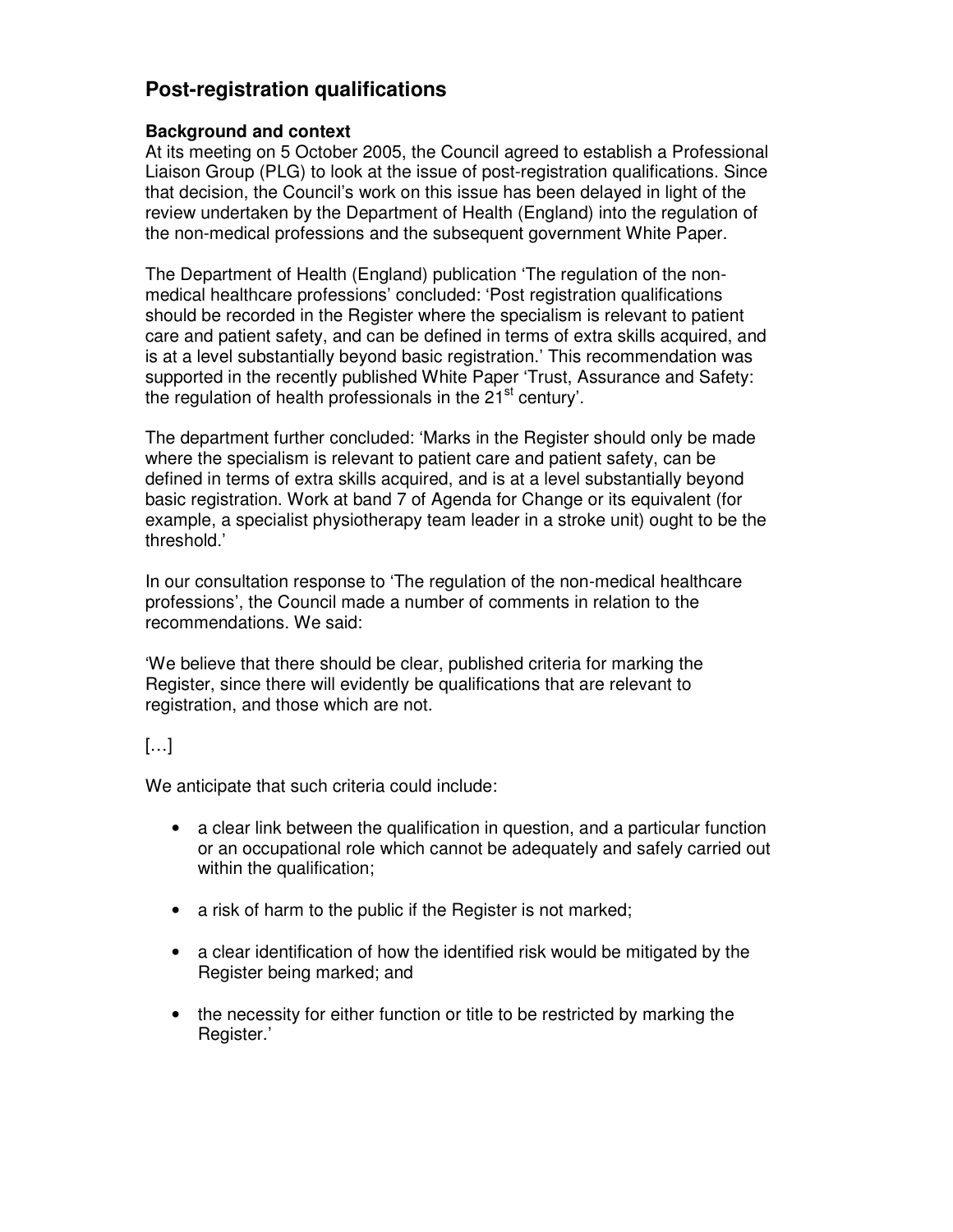## Post-registration qualifications

**Background and context**

At its meeting on 5 October 2005, the Council agreed to establish a Professional Liaison Group (PLG) to look at the issue of post-registration qualifications. Since that decision, the Council's work on this issue has been delayed in light of the review undertaken by the Department of Health (England) into the regulation of the non-medical professions and the subsequent government White Paper.

The Department of Health (England) publication 'The regulation of the non-medical healthcare professions' concluded: 'Post registration qualifications should be recorded in the Register where the specialism is relevant to patient care and patient safety, and can be defined in terms of extra skills acquired, and is at a level substantially beyond basic registration.' This recommendation was supported in the recently published White Paper 'Trust, Assurance and Safety: the regulation of health professionals in the 21st century'.

The department further concluded: 'Marks in the Register should only be made where the specialism is relevant to patient care and patient safety, can be defined in terms of extra skills acquired, and is at a level substantially beyond basic registration. Work at band 7 of Agenda for Change or its equivalent (for example, a specialist physiotherapy team leader in a stroke unit) ought to be the threshold.'

In our consultation response to 'The regulation of the non-medical healthcare professions', the Council made a number of comments in relation to the recommendations. We said:

'We believe that there should be clear, published criteria for marking the Register, since there will evidently be qualifications that are relevant to registration, and those which are not.

[…]

We anticipate that such criteria could include:

- a clear link between the qualification in question, and a particular function or an occupational role which cannot be adequately and safely carried out within the qualification;
- a risk of harm to the public if the Register is not marked;
- a clear identification of how the identified risk would be mitigated by the Register being marked; and
- the necessity for either function or title to be restricted by marking the Register.'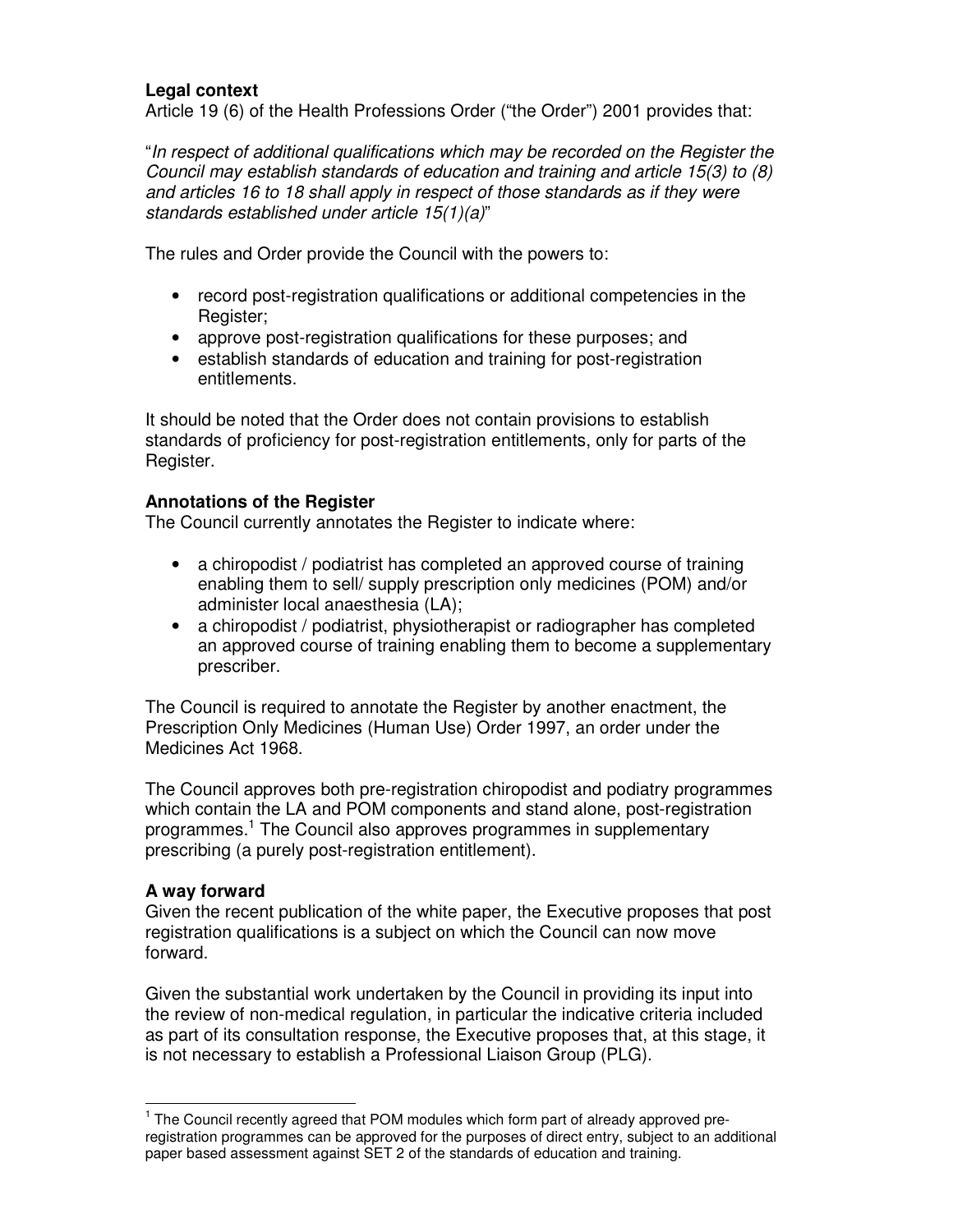**Legal context**
Article 19 (6) of the Health Professions Order ("the Order") 2001 provides that:

"*In respect of additional qualifications which may be recorded on the Register the Council may establish standards of education and training and article 15(3) to (8) and articles 16 to 18 shall apply in respect of those standards as if they were standards established under article 15(1)(a)*"

The rules and Order provide the Council with the powers to:

- record post-registration qualifications or additional competencies in the Register;
- approve post-registration qualifications for these purposes; and
- establish standards of education and training for post-registration entitlements.

It should be noted that the Order does not contain provisions to establish standards of proficiency for post-registration entitlements, only for parts of the Register.

**Annotations of the Register**
The Council currently annotates the Register to indicate where:

- a chiropodist / podiatrist has completed an approved course of training enabling them to sell/ supply prescription only medicines (POM) and/or administer local anaesthesia (LA);
- a chiropodist / podiatrist, physiotherapist or radiographer has completed an approved course of training enabling them to become a supplementary prescriber.

The Council is required to annotate the Register by another enactment, the Prescription Only Medicines (Human Use) Order 1997, an order under the Medicines Act 1968.

The Council approves both pre-registration chiropodist and podiatry programmes which contain the LA and POM components and stand alone, post-registration programmes.[1] The Council also approves programmes in supplementary prescribing (a purely post-registration entitlement).

**A way forward**
Given the recent publication of the white paper, the Executive proposes that post registration qualifications is a subject on which the Council can now move forward.

Given the substantial work undertaken by the Council in providing its input into the review of non-medical regulation, in particular the indicative criteria included as part of its consultation response, the Executive proposes that, at this stage, it is not necessary to establish a Professional Liaison Group (PLG).

[1] The Council recently agreed that POM modules which form part of already approved pre-registration programmes can be approved for the purposes of direct entry, subject to an additional paper based assessment against SET 2 of the standards of education and training.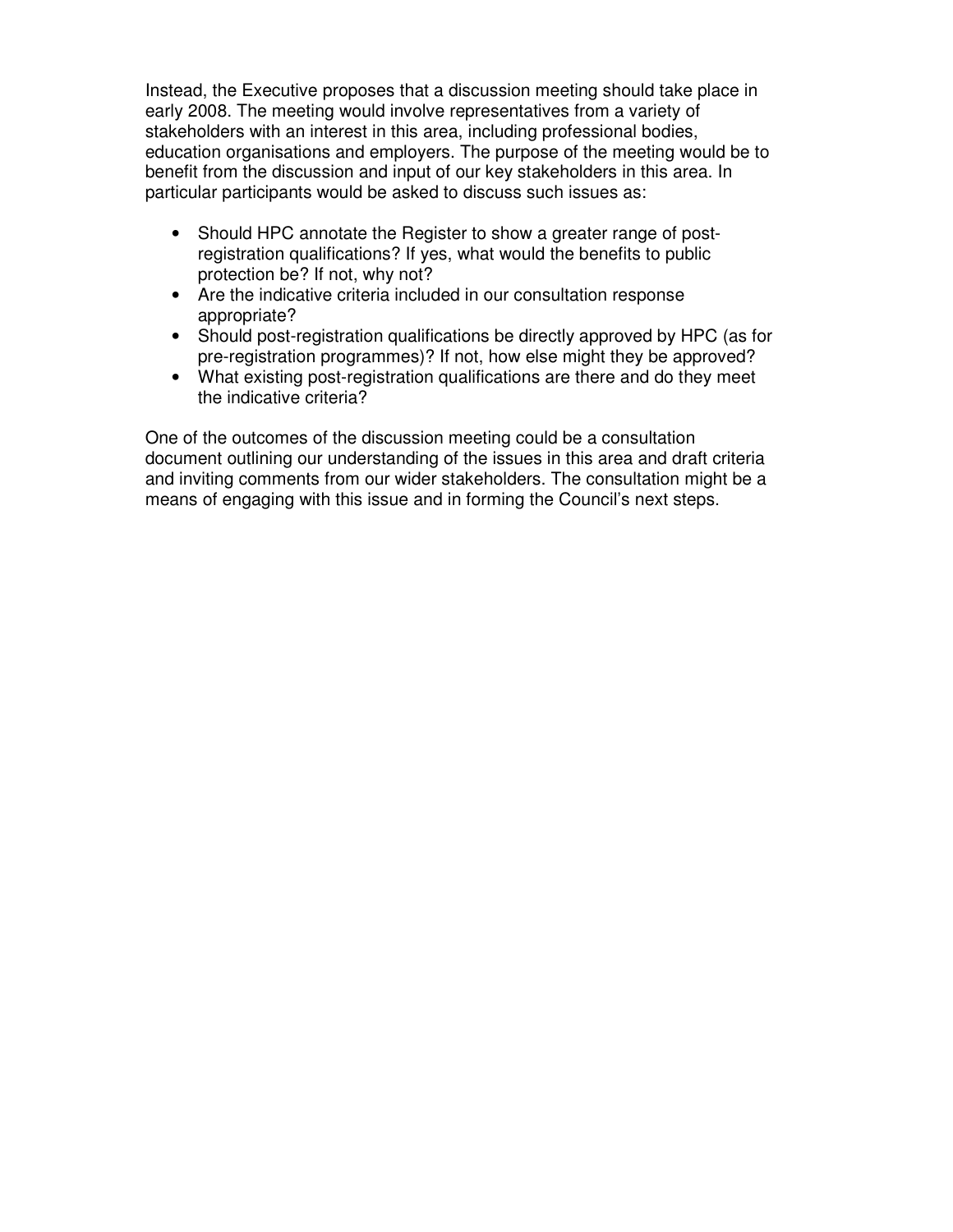Instead, the Executive proposes that a discussion meeting should take place in early 2008. The meeting would involve representatives from a variety of stakeholders with an interest in this area, including professional bodies, education organisations and employers. The purpose of the meeting would be to benefit from the discussion and input of our key stakeholders in this area. In particular participants would be asked to discuss such issues as:

- Should HPC annotate the Register to show a greater range of post-registration qualifications? If yes, what would the benefits to public protection be? If not, why not?
- Are the indicative criteria included in our consultation response appropriate?
- Should post-registration qualifications be directly approved by HPC (as for pre-registration programmes)? If not, how else might they be approved?
- What existing post-registration qualifications are there and do they meet the indicative criteria?

One of the outcomes of the discussion meeting could be a consultation document outlining our understanding of the issues in this area and draft criteria and inviting comments from our wider stakeholders. The consultation might be a means of engaging with this issue and in forming the Council's next steps.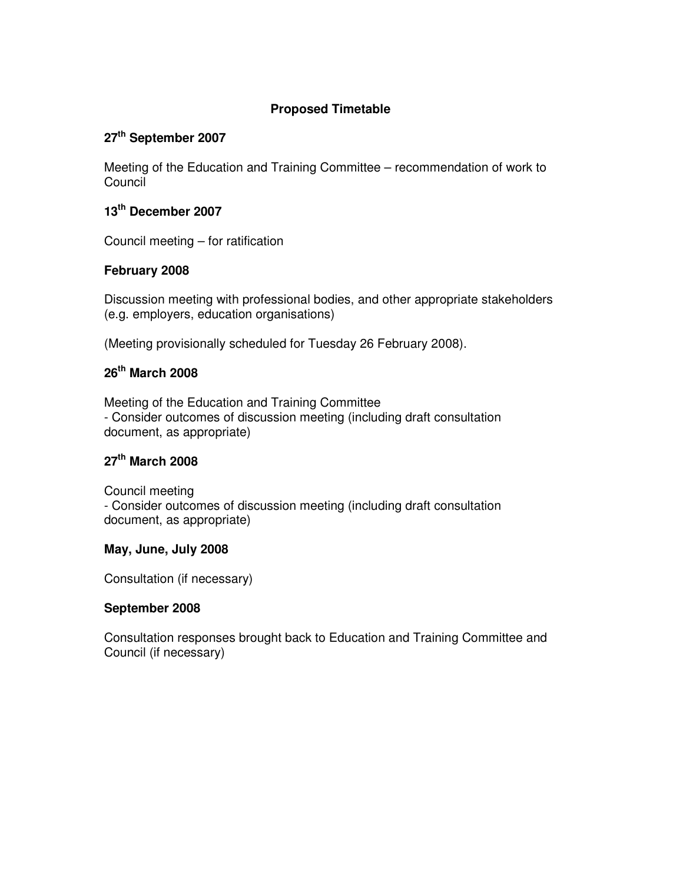## Proposed Timetable

**27th September 2007**

Meeting of the Education and Training Committee – recommendation of work to Council

**13th December 2007**

Council meeting – for ratification

**February 2008**

Discussion meeting with professional bodies, and other appropriate stakeholders (e.g. employers, education organisations)

(Meeting provisionally scheduled for Tuesday 26 February 2008).

**26th March 2008**

Meeting of the Education and Training Committee
- Consider outcomes of discussion meeting (including draft consultation document, as appropriate)

**27th March 2008**

Council meeting
- Consider outcomes of discussion meeting (including draft consultation document, as appropriate)

**May, June, July 2008**

Consultation (if necessary)

**September 2008**

Consultation responses brought back to Education and Training Committee and Council (if necessary)